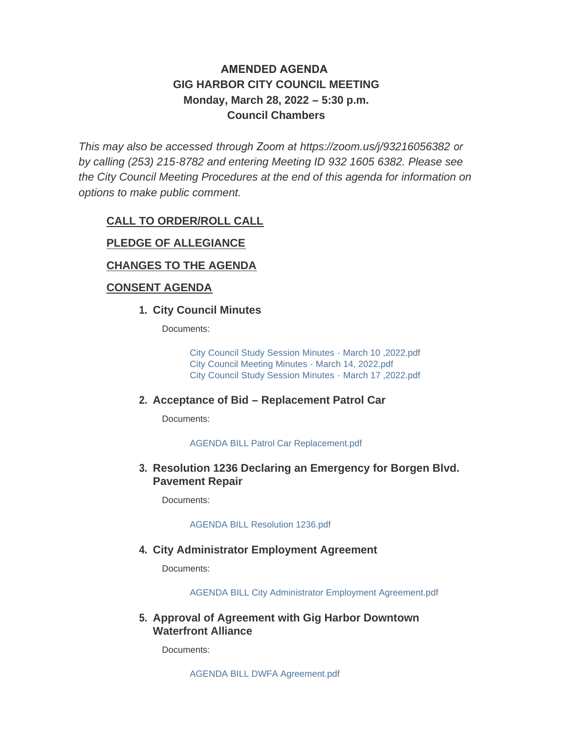# AMENDED AGENDA
# GIG HARBOR CITY COUNCIL MEETING
## Monday, March 28, 2022 – 5:30 p.m.
## Council Chambers

*This may also be accessed through Zoom at https://zoom.us/j/93216056382 or by calling (253) 215-8782 and entering Meeting ID 932 1605 6382. Please see the City Council Meeting Procedures at the end of this agenda for information on options to make public comment.*

**CALL TO ORDER/ROLL CALL**

**PLEDGE OF ALLEGIANCE**

**CHANGES TO THE AGENDA**

**CONSENT AGENDA**

1. **City Council Minutes**

   Documents:

   City Council Study Session Minutes - March 10 ,2022.pdf
   City Council Meeting Minutes - March 14, 2022.pdf
   City Council Study Session Minutes - March 17 ,2022.pdf

2. **Acceptance of Bid – Replacement Patrol Car**

   Documents:

   AGENDA BILL Patrol Car Replacement.pdf

3. **Resolution 1236 Declaring an Emergency for Borgen Blvd. Pavement Repair**

   Documents:

   AGENDA BILL Resolution 1236.pdf

4. **City Administrator Employment Agreement**

   Documents:

   AGENDA BILL City Administrator Employment Agreement.pdf

5. **Approval of Agreement with Gig Harbor Downtown Waterfront Alliance**

   Documents:

   AGENDA BILL DWFA Agreement.pdf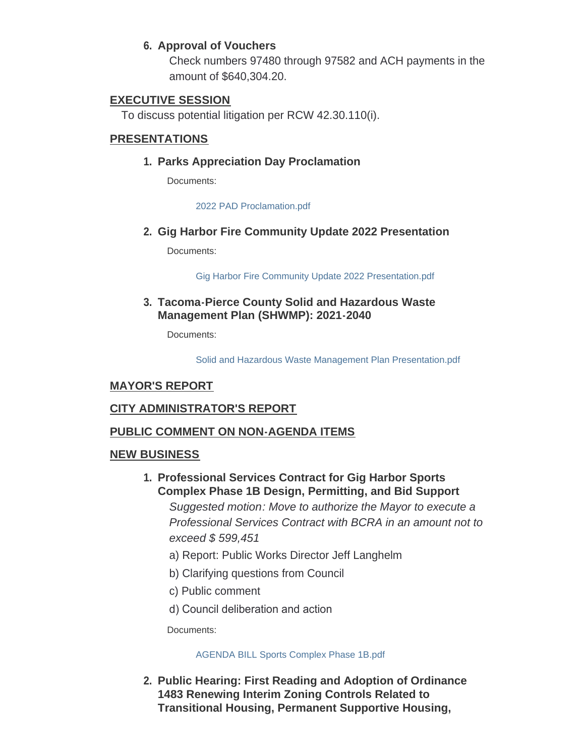6. **Approval of Vouchers**

   Check numbers 97480 through 97582 and ACH payments in the amount of $640,304.20.

## EXECUTIVE SESSION

To discuss potential litigation per RCW 42.30.110(i).

## PRESENTATIONS

1. **Parks Appreciation Day Proclamation**

   Documents:

   2022 PAD Proclamation.pdf

2. **Gig Harbor Fire Community Update 2022 Presentation**

   Documents:

   Gig Harbor Fire Community Update 2022 Presentation.pdf

3. **Tacoma-Pierce County Solid and Hazardous Waste Management Plan (SHWMP): 2021-2040**

   Documents:

   Solid and Hazardous Waste Management Plan Presentation.pdf

## MAYOR'S REPORT

## CITY ADMINISTRATOR'S REPORT

## PUBLIC COMMENT ON NON-AGENDA ITEMS

## NEW BUSINESS

1. **Professional Services Contract for Gig Harbor Sports Complex Phase 1B Design, Permitting, and Bid Support**

   *Suggested motion: Move to authorize the Mayor to execute a Professional Services Contract with BCRA in an amount not to exceed $ 599,451*

   a) Report: Public Works Director Jeff Langhelm

   b) Clarifying questions from Council

   c) Public comment

   d) Council deliberation and action

   Documents:

   AGENDA BILL Sports Complex Phase 1B.pdf

2. **Public Hearing: First Reading and Adoption of Ordinance 1483 Renewing Interim Zoning Controls Related to Transitional Housing, Permanent Supportive Housing,**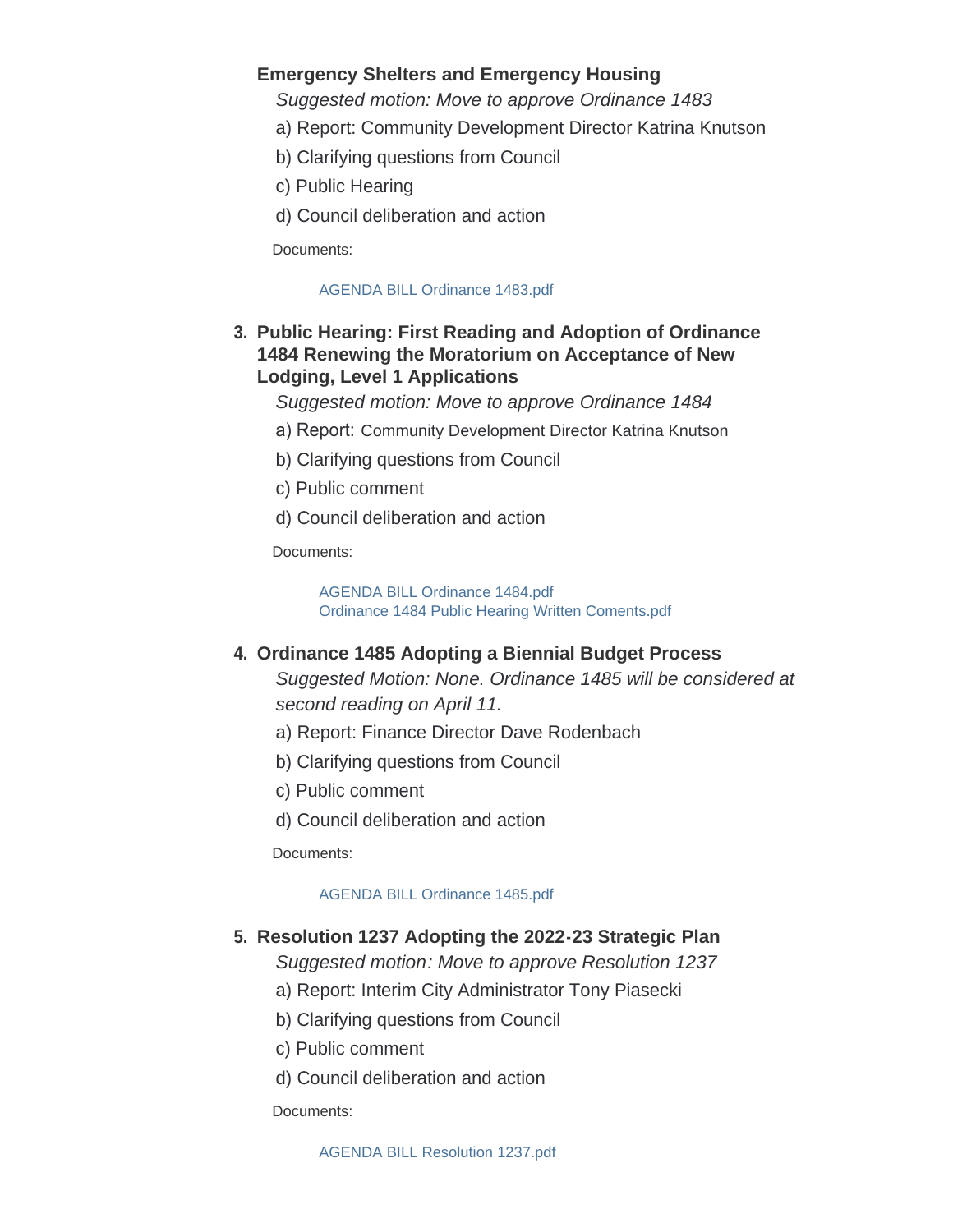**Emergency Shelters and Emergency Housing**

*Suggested motion: Move to approve Ordinance 1483*

a) Report: Community Development Director Katrina Knutson

b) Clarifying questions from Council

c) Public Hearing

d) Council deliberation and action

Documents:

AGENDA BILL Ordinance 1483.pdf

3. **Public Hearing: First Reading and Adoption of Ordinance 1484 Renewing the Moratorium on Acceptance of New Lodging, Level 1 Applications**

   *Suggested motion: Move to approve Ordinance 1484*

   a) Report: Community Development Director Katrina Knutson

   b) Clarifying questions from Council

   c) Public comment

   d) Council deliberation and action

   Documents:

   AGENDA BILL Ordinance 1484.pdf
   Ordinance 1484 Public Hearing Written Coments.pdf

4. **Ordinance 1485 Adopting a Biennial Budget Process**

   *Suggested Motion: None. Ordinance 1485 will be considered at second reading on April 11.*

   a) Report: Finance Director Dave Rodenbach

   b) Clarifying questions from Council

   c) Public comment

   d) Council deliberation and action

   Documents:

   AGENDA BILL Ordinance 1485.pdf

5. **Resolution 1237 Adopting the 2022-23 Strategic Plan**

   *Suggested motion: Move to approve Resolution 1237*

   a) Report: Interim City Administrator Tony Piasecki

   b) Clarifying questions from Council

   c) Public comment

   d) Council deliberation and action

   Documents:

   AGENDA BILL Resolution 1237.pdf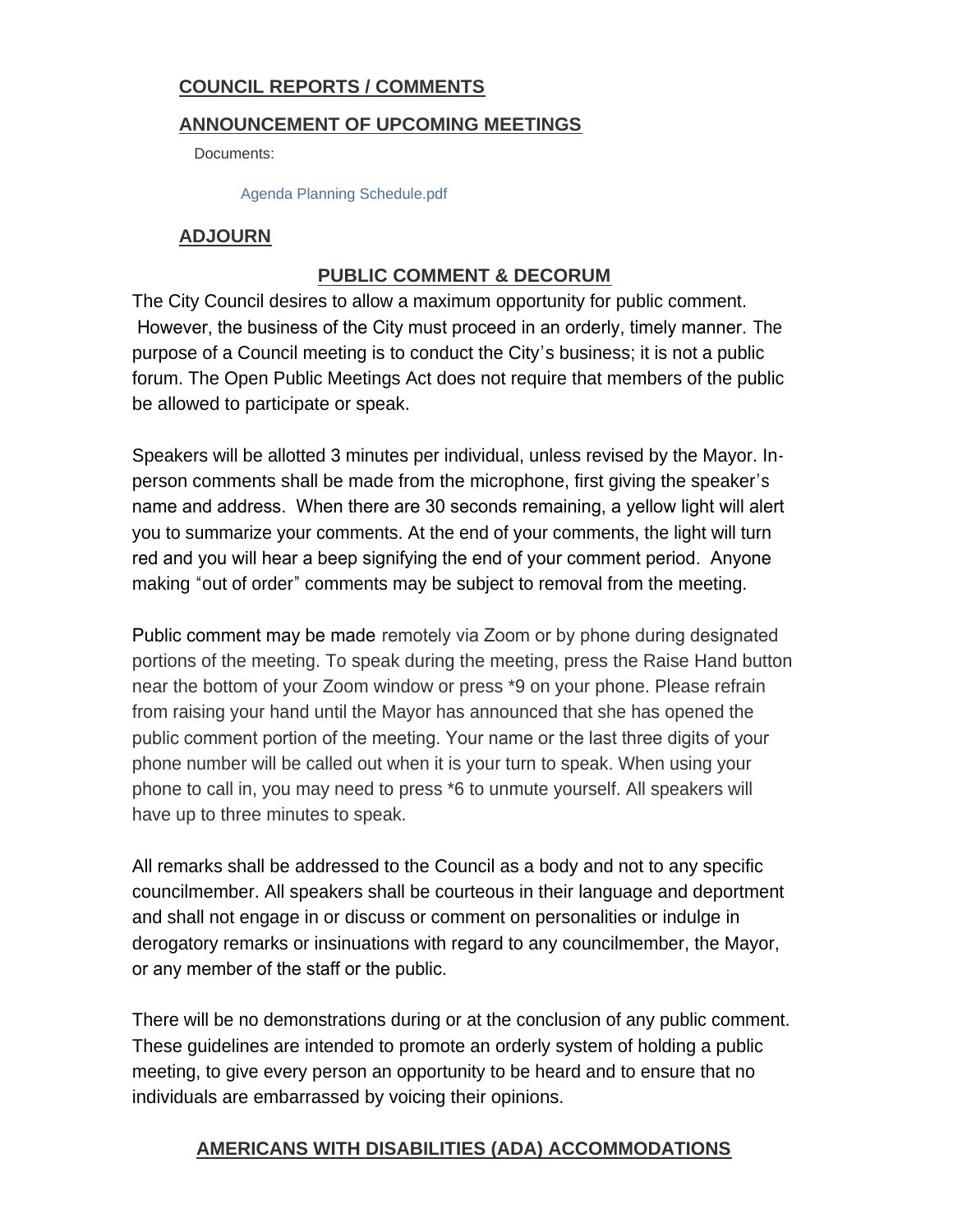## COUNCIL REPORTS / COMMENTS

## ANNOUNCEMENT OF UPCOMING MEETINGS

Documents:

Agenda Planning Schedule.pdf

## ADJOURN

## PUBLIC COMMENT & DECORUM

The City Council desires to allow a maximum opportunity for public comment. However, the business of the City must proceed in an orderly, timely manner. The purpose of a Council meeting is to conduct the City's business; it is not a public forum. The Open Public Meetings Act does not require that members of the public be allowed to participate or speak.

Speakers will be allotted 3 minutes per individual, unless revised by the Mayor. In-person comments shall be made from the microphone, first giving the speaker's name and address. When there are 30 seconds remaining, a yellow light will alert you to summarize your comments. At the end of your comments, the light will turn red and you will hear a beep signifying the end of your comment period. Anyone making "out of order" comments may be subject to removal from the meeting.

Public comment may be made remotely via Zoom or by phone during designated portions of the meeting. To speak during the meeting, press the Raise Hand button near the bottom of your Zoom window or press *9 on your phone. Please refrain from raising your hand until the Mayor has announced that she has opened the public comment portion of the meeting. Your name or the last three digits of your phone number will be called out when it is your turn to speak. When using your phone to call in, you may need to press *6 to unmute yourself. All speakers will have up to three minutes to speak.

All remarks shall be addressed to the Council as a body and not to any specific councilmember. All speakers shall be courteous in their language and deportment and shall not engage in or discuss or comment on personalities or indulge in derogatory remarks or insinuations with regard to any councilmember, the Mayor, or any member of the staff or the public.

There will be no demonstrations during or at the conclusion of any public comment. These guidelines are intended to promote an orderly system of holding a public meeting, to give every person an opportunity to be heard and to ensure that no individuals are embarrassed by voicing their opinions.

## AMERICANS WITH DISABILITIES (ADA) ACCOMMODATIONS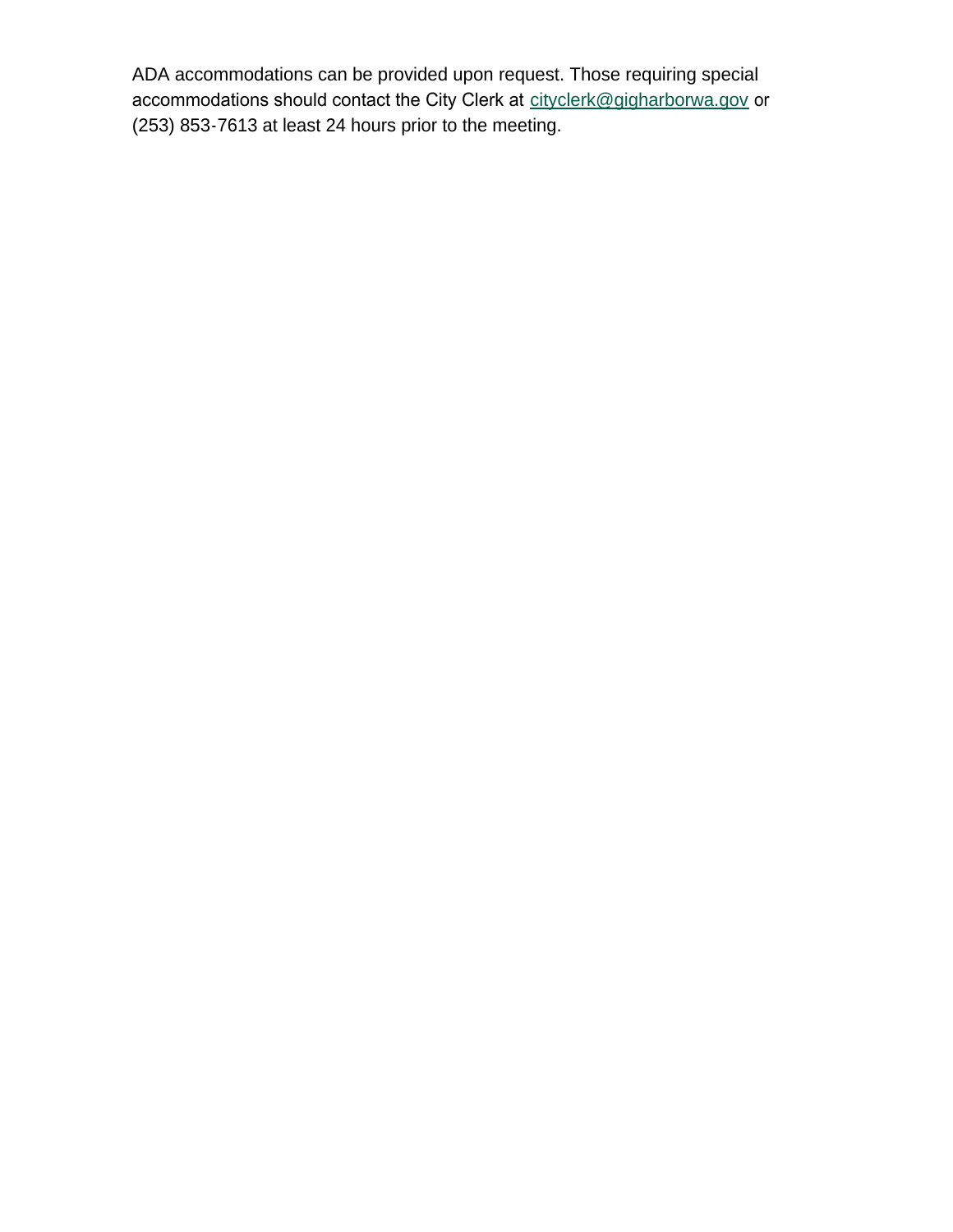ADA accommodations can be provided upon request. Those requiring special accommodations should contact the City Clerk at [cityclerk@gigharborwa.gov](mailto:cityclerk@gigharborwa.gov) or (253) 853-7613 at least 24 hours prior to the meeting.